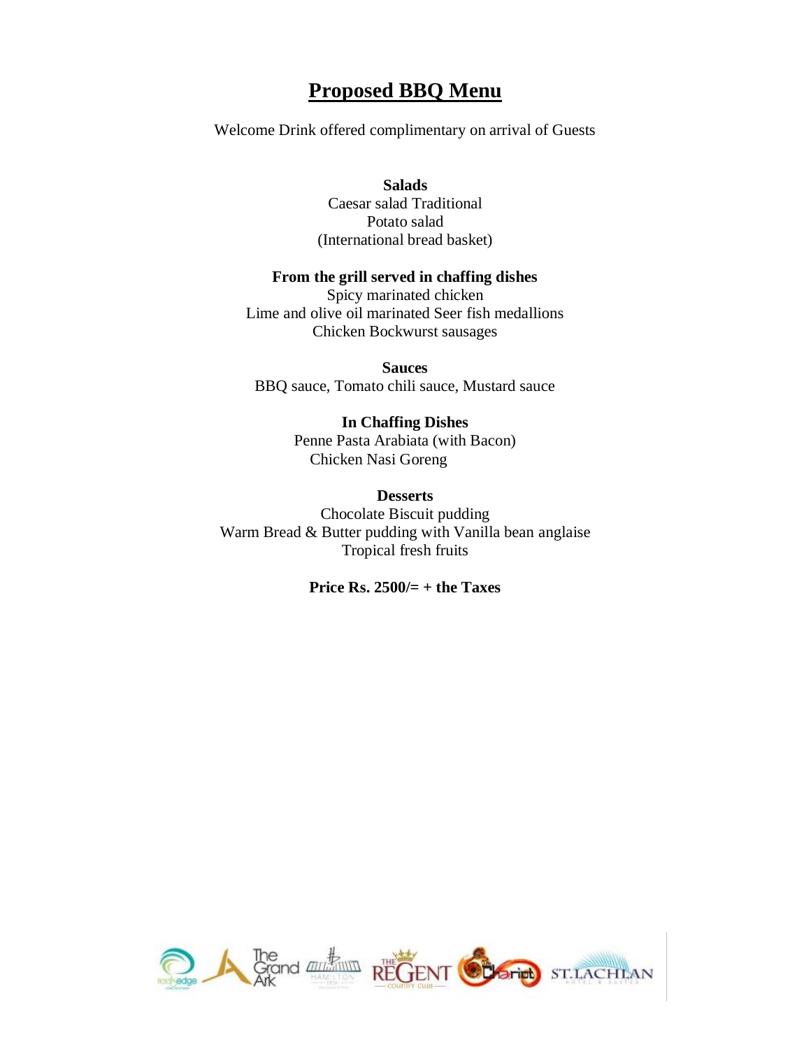# Proposed BBQ Menu

Welcome Drink offered complimentary on arrival of Guests

**Salads**

Caesar salad Traditional
Potato salad
(International bread basket)

**From the grill served in chaffing dishes**

Spicy marinated chicken
Lime and olive oil marinated Seer fish medallions
Chicken Bockwurst sausages

**Sauces**

BBQ sauce, Tomato chili sauce, Mustard sauce

**In Chaffing Dishes**

Penne Pasta Arabiata (with Bacon)
Chicken Nasi Goreng

**Desserts**

Chocolate Biscuit pudding
Warm Bread & Butter pudding with Vanilla bean anglaise
Tropical fresh fruits

**Price Rs. 2500/= + the Taxes**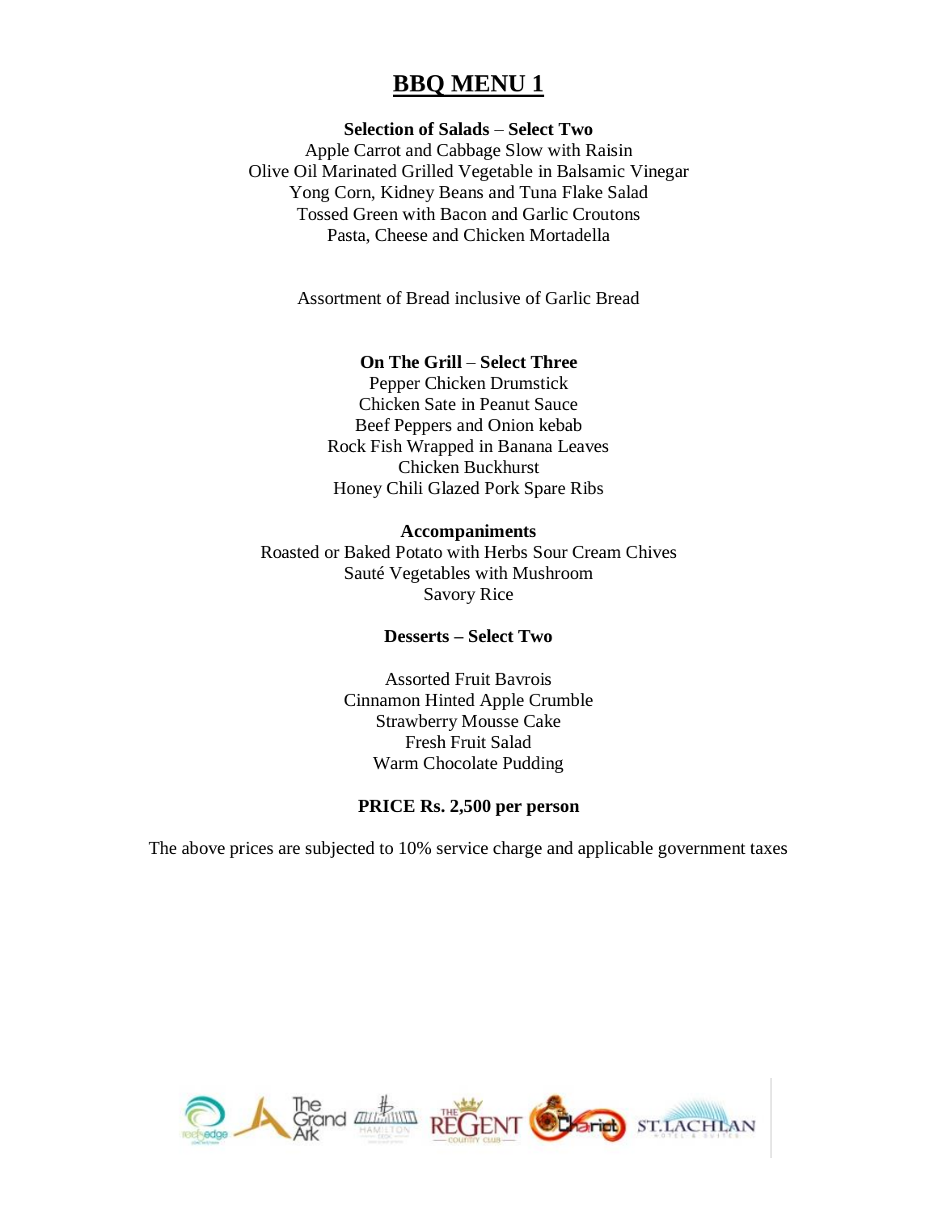# BBQ MENU 1

**Selection of Salads – Select Two**

Apple Carrot and Cabbage Slow with Raisin
Olive Oil Marinated Grilled Vegetable in Balsamic Vinegar
Yong Corn, Kidney Beans and Tuna Flake Salad
Tossed Green with Bacon and Garlic Croutons
Pasta, Cheese and Chicken Mortadella

Assortment of Bread inclusive of Garlic Bread

**On The Grill – Select Three**

Pepper Chicken Drumstick
Chicken Sate in Peanut Sauce
Beef Peppers and Onion kebab
Rock Fish Wrapped in Banana Leaves
Chicken Buckhurst
Honey Chili Glazed Pork Spare Ribs

**Accompaniments**

Roasted or Baked Potato with Herbs Sour Cream Chives
Sauté Vegetables with Mushroom
Savory Rice

**Desserts – Select Two**

Assorted Fruit Bavrois
Cinnamon Hinted Apple Crumble
Strawberry Mousse Cake
Fresh Fruit Salad
Warm Chocolate Pudding

**PRICE Rs. 2,500 per person**

The above prices are subjected to 10% service charge and applicable government taxes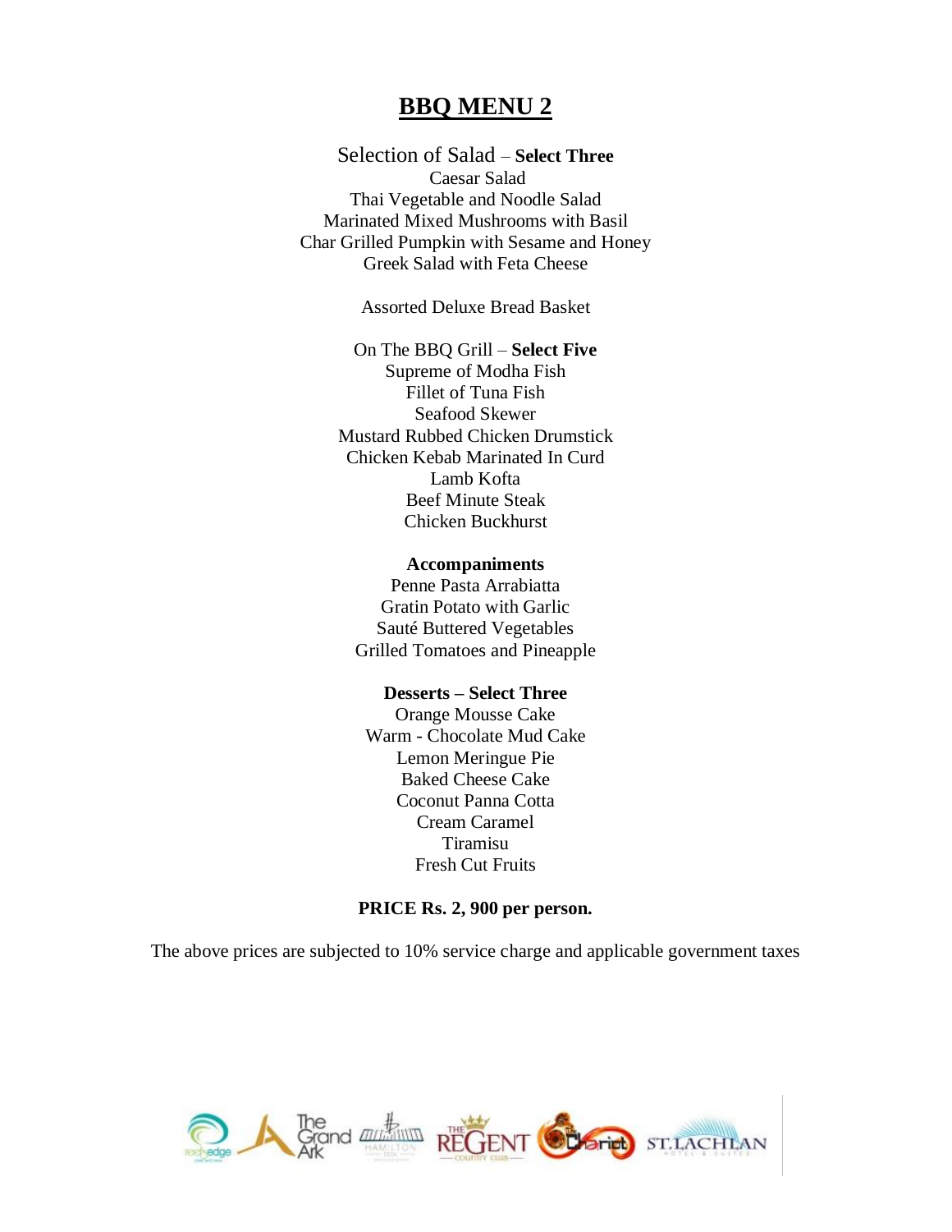# BBQ MENU 2

Selection of Salad – **Select Three**

Caesar Salad
Thai Vegetable and Noodle Salad
Marinated Mixed Mushrooms with Basil
Char Grilled Pumpkin with Sesame and Honey
Greek Salad with Feta Cheese

Assorted Deluxe Bread Basket

On The BBQ Grill – **Select Five**

Supreme of Modha Fish
Fillet of Tuna Fish
Seafood Skewer
Mustard Rubbed Chicken Drumstick
Chicken Kebab Marinated In Curd
Lamb Kofta
Beef Minute Steak
Chicken Buckhurst

**Accompaniments**

Penne Pasta Arrabiatta
Gratin Potato with Garlic
Sauté Buttered Vegetables
Grilled Tomatoes and Pineapple

**Desserts – Select Three**

Orange Mousse Cake
Warm - Chocolate Mud Cake
Lemon Meringue Pie
Baked Cheese Cake
Coconut Panna Cotta
Cream Caramel
Tiramisu
Fresh Cut Fruits

**PRICE Rs. 2, 900 per person.**

The above prices are subjected to 10% service charge and applicable government taxes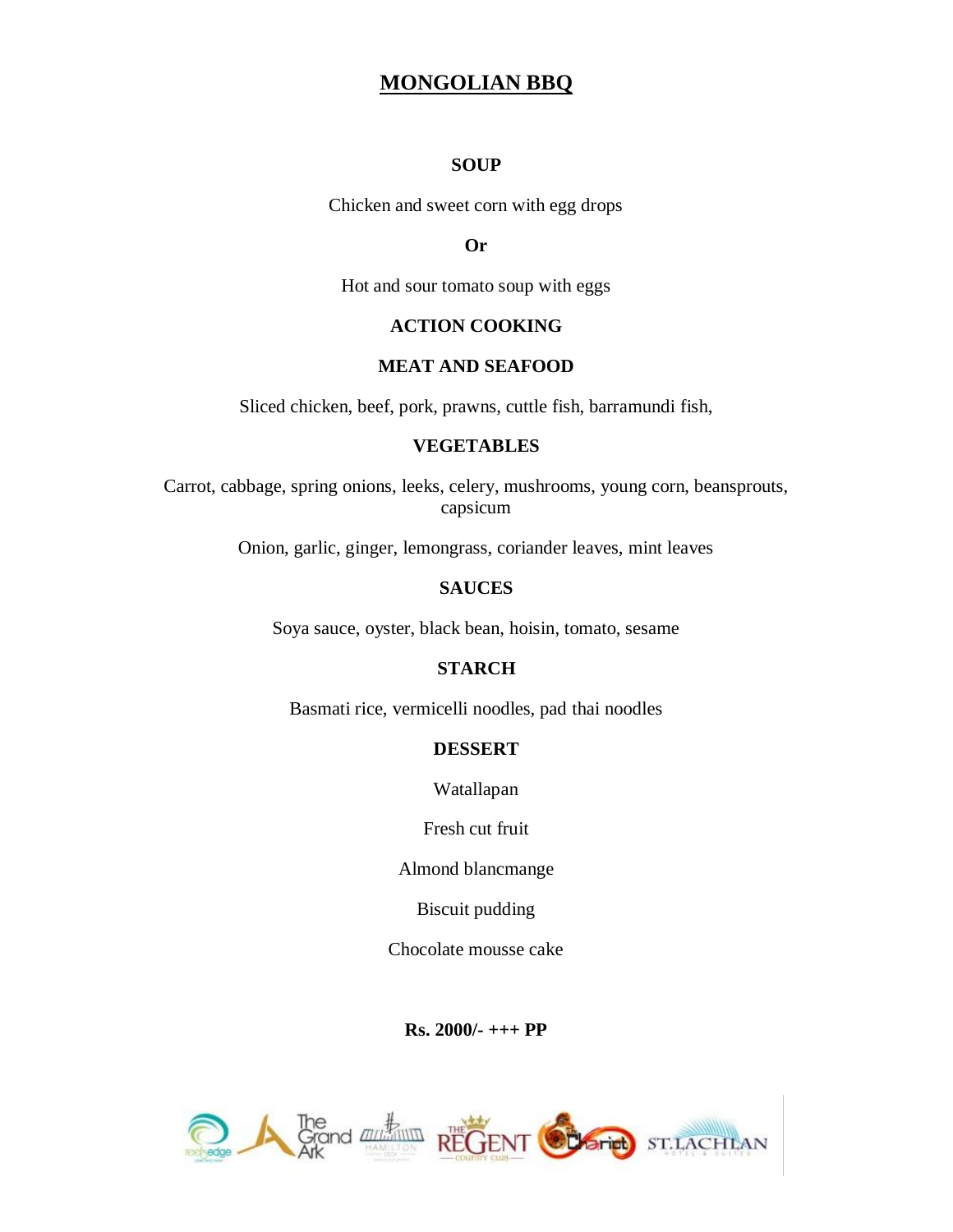# MONGOLIAN BBQ

**SOUP**

Chicken and sweet corn with egg drops

**Or**

Hot and sour tomato soup with eggs

**ACTION COOKING**

**MEAT AND SEAFOOD**

Sliced chicken, beef, pork, prawns, cuttle fish, barramundi fish,

**VEGETABLES**

Carrot, cabbage, spring onions, leeks, celery, mushrooms, young corn, beansprouts, capsicum

Onion, garlic, ginger, lemongrass, coriander leaves, mint leaves

**SAUCES**

Soya sauce, oyster, black bean, hoisin, tomato, sesame

**STARCH**

Basmati rice, vermicelli noodles, pad thai noodles

**DESSERT**

Watallapan

Fresh cut fruit

Almond blancmange

Biscuit pudding

Chocolate mousse cake

**Rs. 2000/- +++ PP**